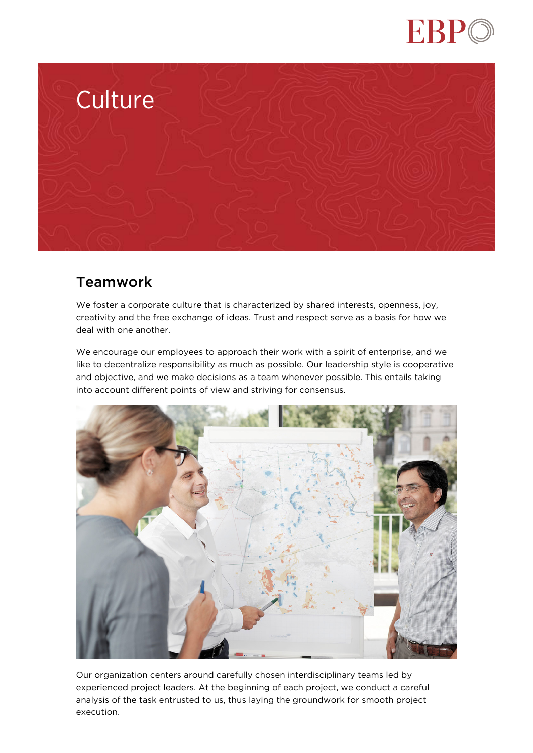# Culture

## Teamwork

We foster a corporate culture that is characterized by shared interests, openness, joy, creativity and the free exchange of ideas. Trust and respect serve as a basis for how we deal with one another.

We encourage our employees to approach their work with a spirit of enterprise, and we like to decentralize responsibility as much as possible. Our leadership style is cooperative and objective, and we make decisions as a team whenever possible. This entails taking into account different points of view and striving for consensus.

Our organization centers around carefully chosen interdisciplinary teams led by experienced project leaders. At the beginning of each project, we conduct a careful analysis of the task entrusted to us, thus laying the groundwork for smooth project execution.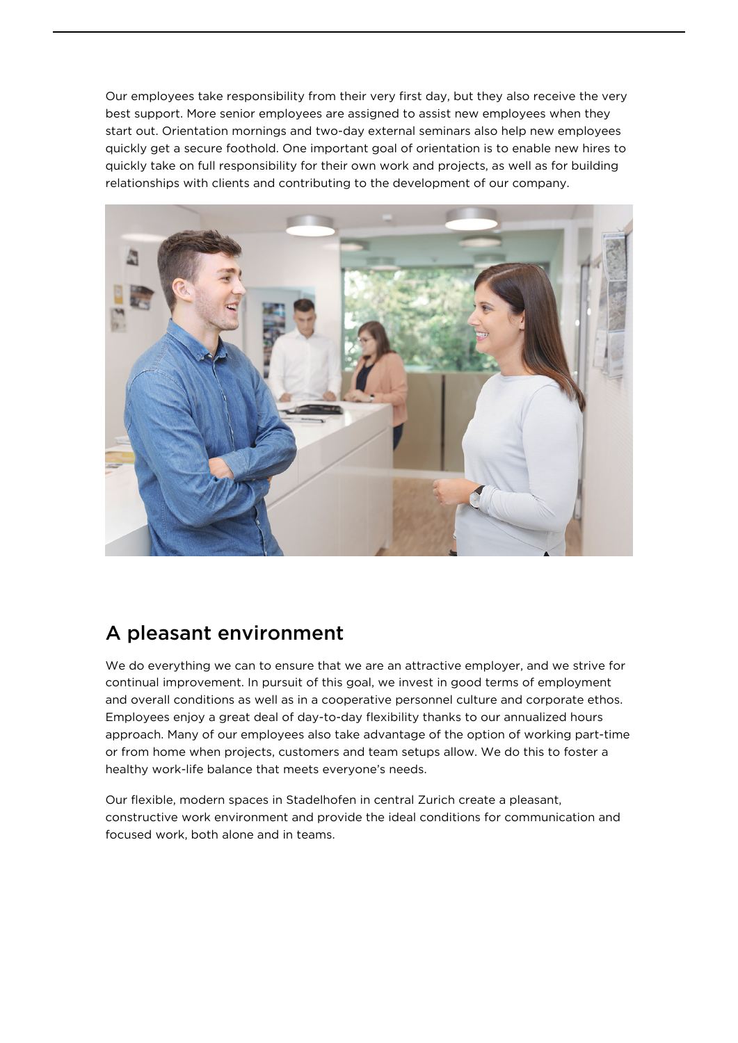Our employees take responsibility from their very first day, but they also receive the very best support. More senior employees are assigned to assist new employees when they start out. Orientation mornings and two-day external seminars also help new employees quickly get a secure foothold. One important goal of orientation is to enable new hires to quickly take on full responsibility for their own work and projects, as well as for building relationships with clients and contributing to the development of our company.

## A pleasant environment

We do everything we can to ensure that we are an attractive employer, and we strive for continual improvement. In pursuit of this goal, we invest in good terms of employment and overall conditions as well as in a cooperative personnel culture and corporate ethos. Employees enjoy a great deal of day-to-day flexibility thanks to our annualized hours approach. Many of our employees also take advantage of the option of working part-time or from home when projects, customers and team setups allow. We do this to foster a healthy work-life balance that meets everyone's needs.

Our flexible, modern spaces in Stadelhofen in central Zurich create a pleasant, constructive work environment and provide the ideal conditions for communication and focused work, both alone and in teams.